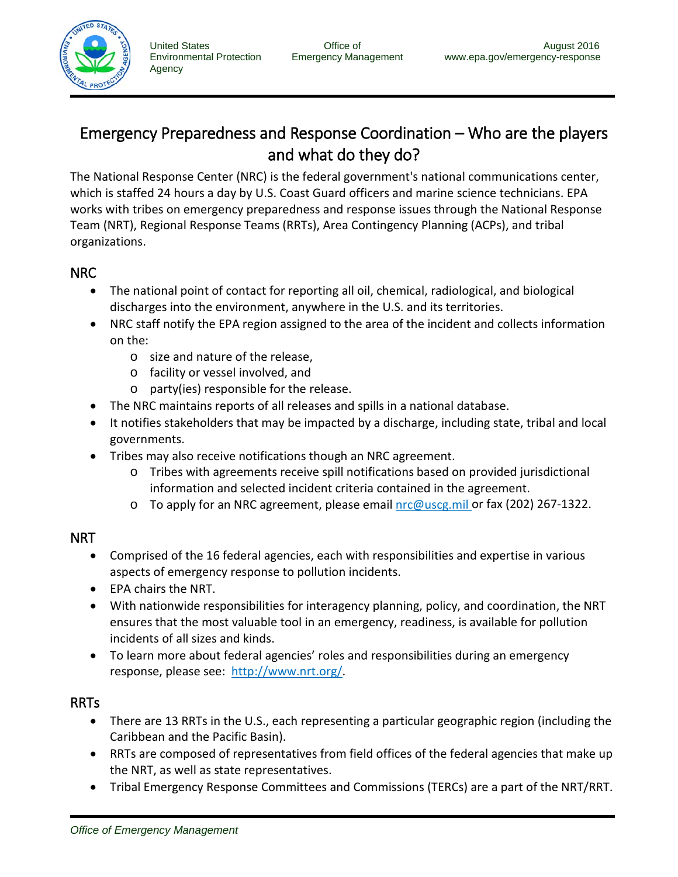United States Environmental Protection Agency | Office of Emergency Management | August 2016 www.epa.gov/emergency-response

# Emergency Preparedness and Response Coordination – Who are the players and what do they do?

The National Response Center (NRC) is the federal government's national communications center, which is staffed 24 hours a day by U.S. Coast Guard officers and marine science technicians. EPA works with tribes on emergency preparedness and response issues through the National Response Team (NRT), Regional Response Teams (RRTs), Area Contingency Planning (ACPs), and tribal organizations.

## NRC

- The national point of contact for reporting all oil, chemical, radiological, and biological discharges into the environment, anywhere in the U.S. and its territories.
- NRC staff notify the EPA region assigned to the area of the incident and collects information on the:
  - size and nature of the release,
  - facility or vessel involved, and
  - party(ies) responsible for the release.
- The NRC maintains reports of all releases and spills in a national database.
- It notifies stakeholders that may be impacted by a discharge, including state, tribal and local governments.
- Tribes may also receive notifications though an NRC agreement.
  - Tribes with agreements receive spill notifications based on provided jurisdictional information and selected incident criteria contained in the agreement.
  - To apply for an NRC agreement, please email nrc@uscg.mil or fax (202) 267-1322.

## NRT

- Comprised of the 16 federal agencies, each with responsibilities and expertise in various aspects of emergency response to pollution incidents.
- EPA chairs the NRT.
- With nationwide responsibilities for interagency planning, policy, and coordination, the NRT ensures that the most valuable tool in an emergency, readiness, is available for pollution incidents of all sizes and kinds.
- To learn more about federal agencies' roles and responsibilities during an emergency response, please see: http://www.nrt.org/.

## RRTs

- There are 13 RRTs in the U.S., each representing a particular geographic region (including the Caribbean and the Pacific Basin).
- RRTs are composed of representatives from field offices of the federal agencies that make up the NRT, as well as state representatives.
- Tribal Emergency Response Committees and Commissions (TERCs) are a part of the NRT/RRT.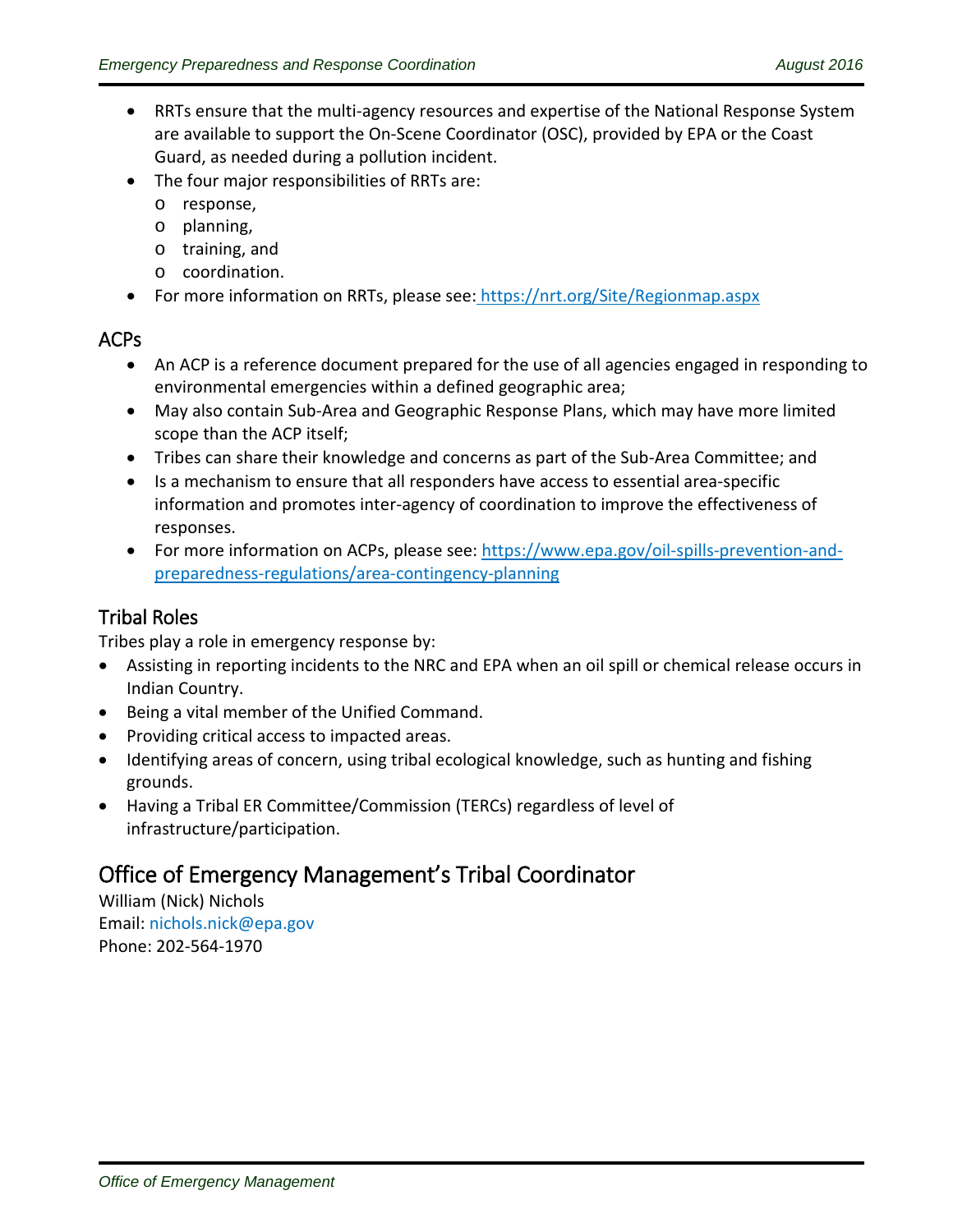- RRTs ensure that the multi-agency resources and expertise of the National Response System are available to support the On-Scene Coordinator (OSC), provided by EPA or the Coast Guard, as needed during a pollution incident.
- The four major responsibilities of RRTs are:
  - response,
  - planning,
  - training, and
  - coordination.
- For more information on RRTs, please see: https://nrt.org/Site/Regionmap.aspx

## ACPs

- An ACP is a reference document prepared for the use of all agencies engaged in responding to environmental emergencies within a defined geographic area;
- May also contain Sub-Area and Geographic Response Plans, which may have more limited scope than the ACP itself;
- Tribes can share their knowledge and concerns as part of the Sub-Area Committee; and
- Is a mechanism to ensure that all responders have access to essential area-specific information and promotes inter-agency of coordination to improve the effectiveness of responses.
- For more information on ACPs, please see: https://www.epa.gov/oil-spills-prevention-and-preparedness-regulations/area-contingency-planning

## Tribal Roles

Tribes play a role in emergency response by:

- Assisting in reporting incidents to the NRC and EPA when an oil spill or chemical release occurs in Indian Country.
- Being a vital member of the Unified Command.
- Providing critical access to impacted areas.
- Identifying areas of concern, using tribal ecological knowledge, such as hunting and fishing grounds.
- Having a Tribal ER Committee/Commission (TERCs) regardless of level of infrastructure/participation.

# Office of Emergency Management's Tribal Coordinator

William (Nick) Nichols
Email: nichols.nick@epa.gov
Phone: 202-564-1970